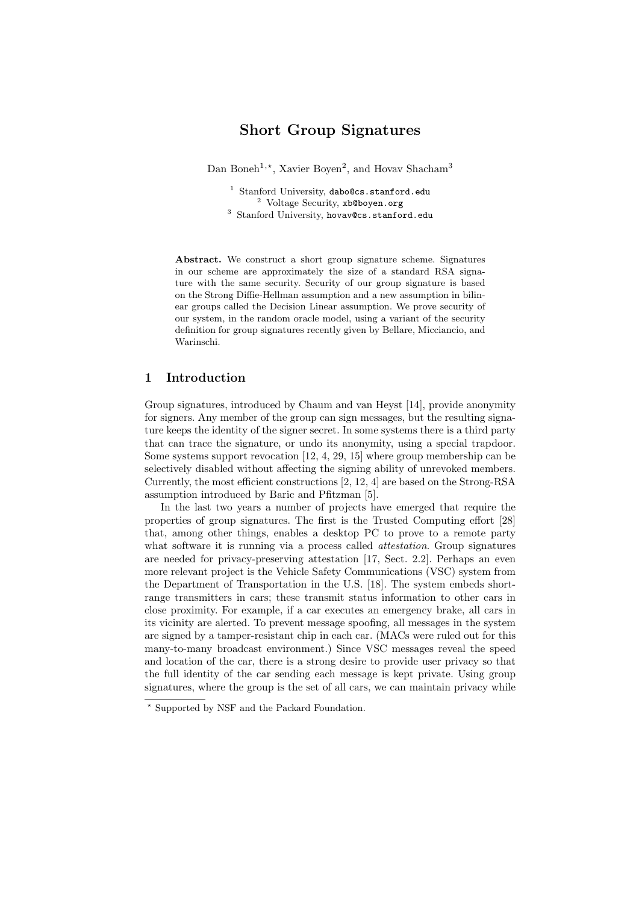# Short Group Signatures

Dan Boneh[1,⋆], Xavier Boyen[2], and Hovav Shacham[3]

[1] Stanford University, dabo@cs.stanford.edu
[2] Voltage Security, xb@boyen.org
[3] Stanford University, hovav@cs.stanford.edu

**Abstract.** We construct a short group signature scheme. Signatures in our scheme are approximately the size of a standard RSA signature with the same security. Security of our group signature is based on the Strong Diffie-Hellman assumption and a new assumption in bilinear groups called the Decision Linear assumption. We prove security of our system, in the random oracle model, using a variant of the security definition for group signatures recently given by Bellare, Micciancio, and Warinschi.

## 1 Introduction

Group signatures, introduced by Chaum and van Heyst [14], provide anonymity for signers. Any member of the group can sign messages, but the resulting signature keeps the identity of the signer secret. In some systems there is a third party that can trace the signature, or undo its anonymity, using a special trapdoor. Some systems support revocation [12, 4, 29, 15] where group membership can be selectively disabled without affecting the signing ability of unrevoked members. Currently, the most efficient constructions [2, 12, 4] are based on the Strong-RSA assumption introduced by Baric and Pfitzman [5].

In the last two years a number of projects have emerged that require the properties of group signatures. The first is the Trusted Computing effort [28] that, among other things, enables a desktop PC to prove to a remote party what software it is running via a process called *attestation*. Group signatures are needed for privacy-preserving attestation [17, Sect. 2.2]. Perhaps an even more relevant project is the Vehicle Safety Communications (VSC) system from the Department of Transportation in the U.S. [18]. The system embeds short-range transmitters in cars; these transmit status information to other cars in close proximity. For example, if a car executes an emergency brake, all cars in its vicinity are alerted. To prevent message spoofing, all messages in the system are signed by a tamper-resistant chip in each car. (MACs were ruled out for this many-to-many broadcast environment.) Since VSC messages reveal the speed and location of the car, there is a strong desire to provide user privacy so that the full identity of the car sending each message is kept private. Using group signatures, where the group is the set of all cars, we can maintain privacy while

⋆ Supported by NSF and the Packard Foundation.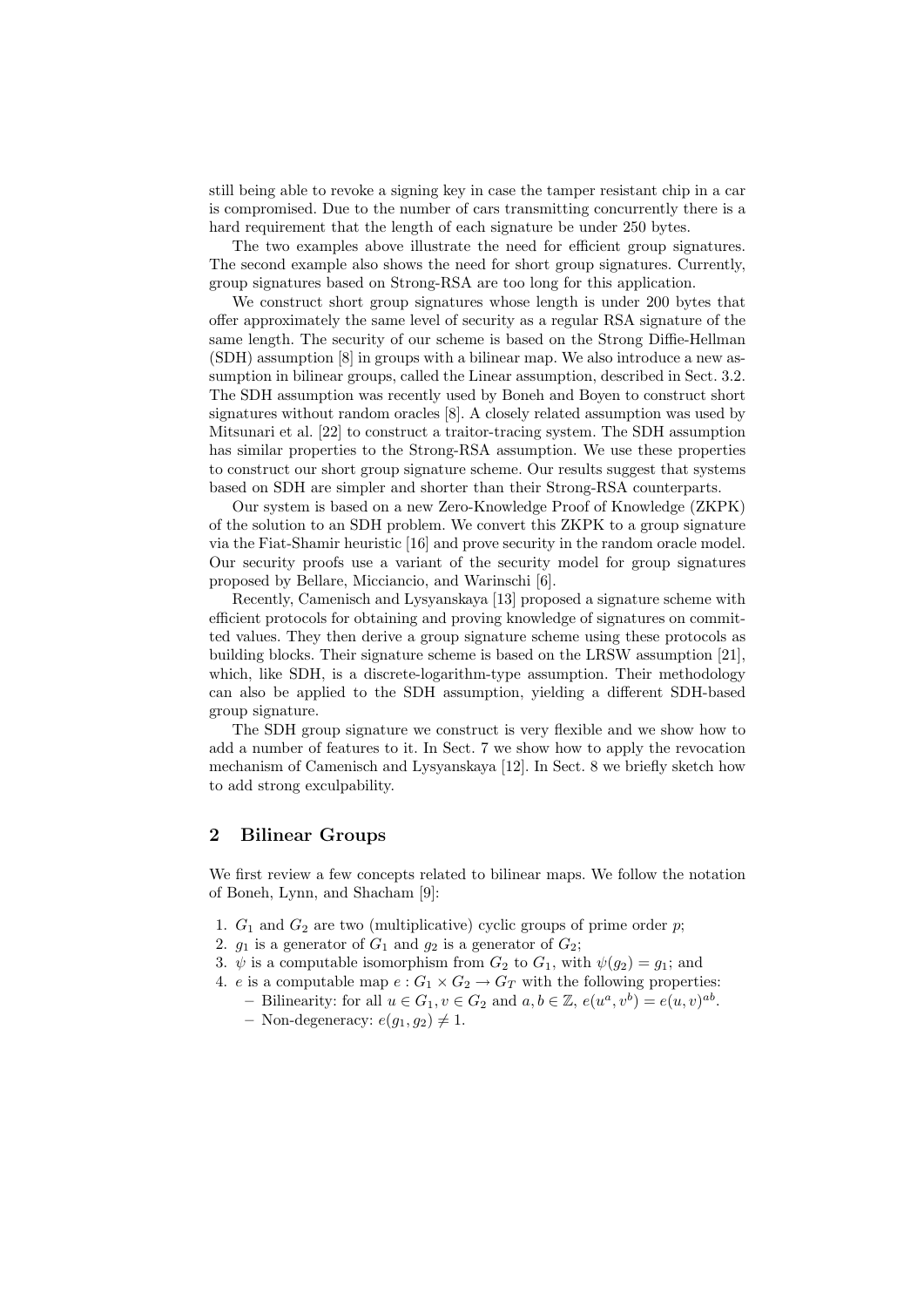still being able to revoke a signing key in case the tamper resistant chip in a car is compromised. Due to the number of cars transmitting concurrently there is a hard requirement that the length of each signature be under 250 bytes.

The two examples above illustrate the need for efficient group signatures. The second example also shows the need for short group signatures. Currently, group signatures based on Strong-RSA are too long for this application.

We construct short group signatures whose length is under 200 bytes that offer approximately the same level of security as a regular RSA signature of the same length. The security of our scheme is based on the Strong Diffie-Hellman (SDH) assumption [8] in groups with a bilinear map. We also introduce a new assumption in bilinear groups, called the Linear assumption, described in Sect. 3.2. The SDH assumption was recently used by Boneh and Boyen to construct short signatures without random oracles [8]. A closely related assumption was used by Mitsunari et al. [22] to construct a traitor-tracing system. The SDH assumption has similar properties to the Strong-RSA assumption. We use these properties to construct our short group signature scheme. Our results suggest that systems based on SDH are simpler and shorter than their Strong-RSA counterparts.

Our system is based on a new Zero-Knowledge Proof of Knowledge (ZKPK) of the solution to an SDH problem. We convert this ZKPK to a group signature via the Fiat-Shamir heuristic [16] and prove security in the random oracle model. Our security proofs use a variant of the security model for group signatures proposed by Bellare, Micciancio, and Warinschi [6].

Recently, Camenisch and Lysyanskaya [13] proposed a signature scheme with efficient protocols for obtaining and proving knowledge of signatures on committed values. They then derive a group signature scheme using these protocols as building blocks. Their signature scheme is based on the LRSW assumption [21], which, like SDH, is a discrete-logarithm-type assumption. Their methodology can also be applied to the SDH assumption, yielding a different SDH-based group signature.

The SDH group signature we construct is very flexible and we show how to add a number of features to it. In Sect. 7 we show how to apply the revocation mechanism of Camenisch and Lysyanskaya [12]. In Sect. 8 we briefly sketch how to add strong exculpability.

## 2 Bilinear Groups

We first review a few concepts related to bilinear maps. We follow the notation of Boneh, Lynn, and Shacham [9]:

1. $G_1$ and $G_2$ are two (multiplicative) cyclic groups of prime order $p$;
2. $g_1$ is a generator of $G_1$ and $g_2$ is a generator of $G_2$;
3. $\psi$ is a computable isomorphism from $G_2$ to $G_1$, with $\psi(g_2) = g_1$; and
4. $e$ is a computable map $e : G_1 \times G_2 \to G_T$ with the following properties:
   - Bilinearity: for all $u \in G_1, v \in G_2$ and $a, b \in \mathbb{Z}$, $e(u^a, v^b) = e(u, v)^{ab}$.
   - Non-degeneracy: $e(g_1, g_2) \neq 1$.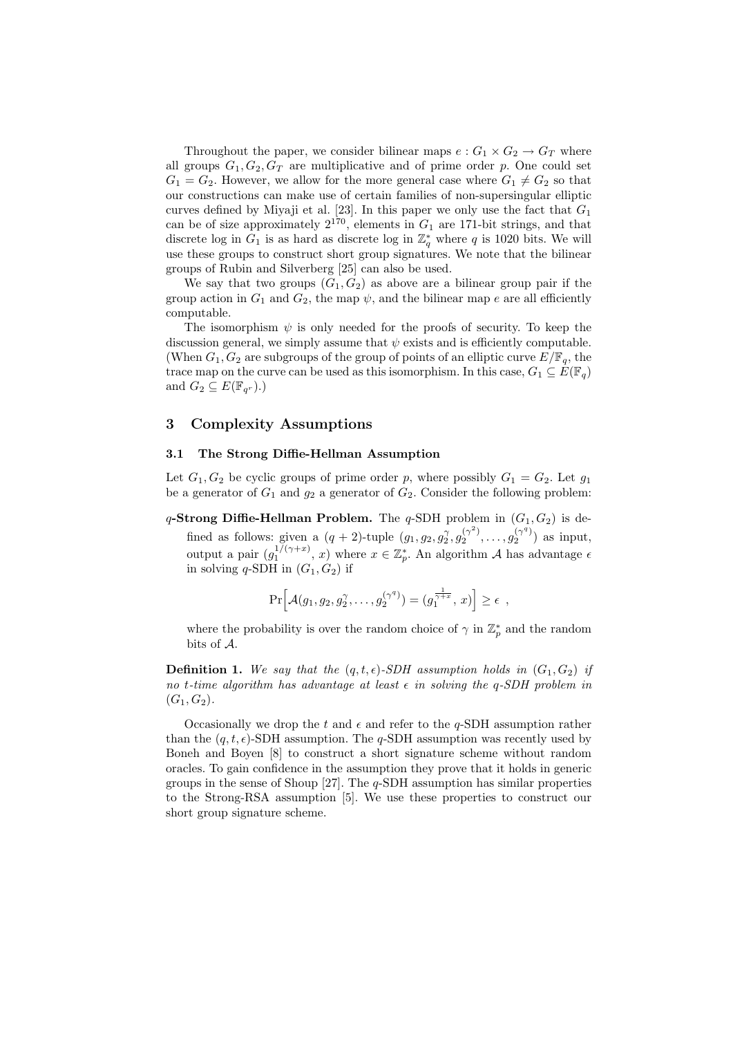Throughout the paper, we consider bilinear maps $e : G_1 \times G_2 \to G_T$ where all groups $G_1, G_2, G_T$ are multiplicative and of prime order $p$. One could set $G_1 = G_2$. However, we allow for the more general case where $G_1 \neq G_2$ so that our constructions can make use of certain families of non-supersingular elliptic curves defined by Miyaji et al. [23]. In this paper we only use the fact that $G_1$ can be of size approximately $2^{170}$, elements in $G_1$ are 171-bit strings, and that discrete log in $G_1$ is as hard as discrete log in $\mathbb{Z}_q^*$ where $q$ is 1020 bits. We will use these groups to construct short group signatures. We note that the bilinear groups of Rubin and Silverberg [25] can also be used.

We say that two groups $(G_1, G_2)$ as above are a bilinear group pair if the group action in $G_1$ and $G_2$, the map $\psi$, and the bilinear map $e$ are all efficiently computable.

The isomorphism $\psi$ is only needed for the proofs of security. To keep the discussion general, we simply assume that $\psi$ exists and is efficiently computable. (When $G_1, G_2$ are subgroups of the group of points of an elliptic curve $E/\mathbb{F}_q$, the trace map on the curve can be used as this isomorphism. In this case, $G_1 \subseteq E(\mathbb{F}_q)$ and $G_2 \subseteq E(\mathbb{F}_{q^r})$.)

## 3 Complexity Assumptions

### 3.1 The Strong Diffie-Hellman Assumption

Let $G_1, G_2$ be cyclic groups of prime order $p$, where possibly $G_1 = G_2$. Let $g_1$ be a generator of $G_1$ and $g_2$ a generator of $G_2$. Consider the following problem:

**$q$-Strong Diffie-Hellman Problem.** The $q$-SDH problem in $(G_1, G_2)$ is defined as follows: given a $(q+2)$-tuple $(g_1, g_2, g_2^{\gamma}, g_2^{(\gamma^2)}, \ldots, g_2^{(\gamma^q)})$ as input, output a pair $(g_1^{1/(\gamma+x)}, x)$ where $x \in \mathbb{Z}_p^*$. An algorithm $\mathcal{A}$ has advantage $\epsilon$ in solving $q$-SDH in $(G_1, G_2)$ if

$$\Pr\Big[\mathcal{A}(g_1, g_2, g_2^{\gamma}, \ldots, g_2^{(\gamma^q)}) = (g_1^{\frac{1}{\gamma+x}}, x)\Big] \geq \epsilon \enspace ,$$

where the probability is over the random choice of $\gamma$ in $\mathbb{Z}_p^*$ and the random bits of $\mathcal{A}$.

**Definition 1.** *We say that the $(q, t, \epsilon)$-SDH assumption holds in $(G_1, G_2)$ if no $t$-time algorithm has advantage at least $\epsilon$ in solving the $q$-SDH problem in $(G_1, G_2)$.*

Occasionally we drop the $t$ and $\epsilon$ and refer to the $q$-SDH assumption rather than the $(q, t, \epsilon)$-SDH assumption. The $q$-SDH assumption was recently used by Boneh and Boyen [8] to construct a short signature scheme without random oracles. To gain confidence in the assumption they prove that it holds in generic groups in the sense of Shoup [27]. The $q$-SDH assumption has similar properties to the Strong-RSA assumption [5]. We use these properties to construct our short group signature scheme.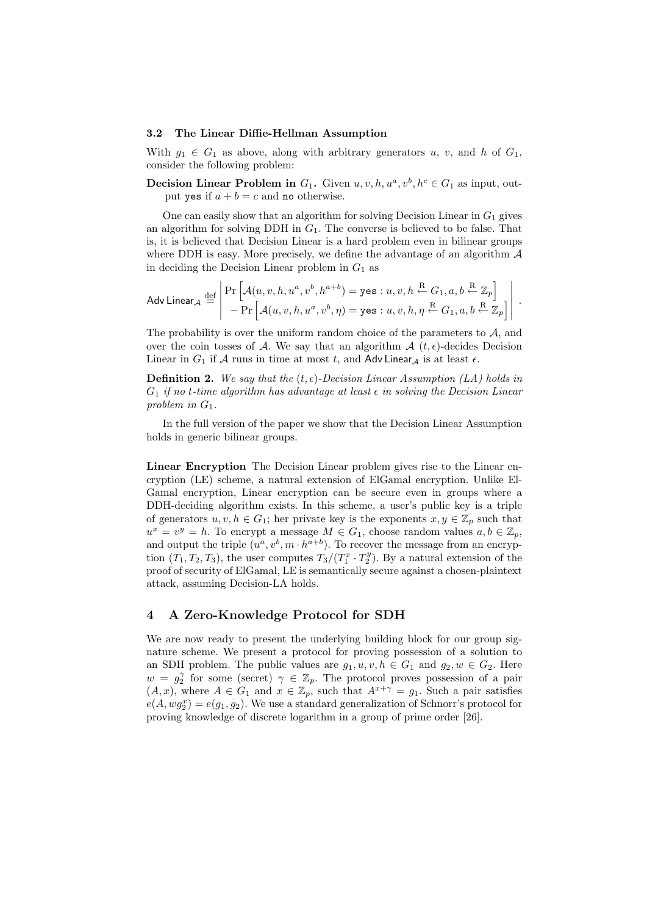### 3.2 The Linear Diffie-Hellman Assumption

With $g_1 \in G_1$ as above, along with arbitrary generators $u$, $v$, and $h$ of $G_1$, consider the following problem:

**Decision Linear Problem in $G_1$.** Given $u, v, h, u^a, v^b, h^c \in G_1$ as input, output `yes` if $a + b = c$ and `no` otherwise.

One can easily show that an algorithm for solving Decision Linear in $G_1$ gives an algorithm for solving DDH in $G_1$. The converse is believed to be false. That is, it is believed that Decision Linear is a hard problem even in bilinear groups where DDH is easy. More precisely, we define the advantage of an algorithm $\mathcal{A}$ in deciding the Decision Linear problem in $G_1$ as

$$\mathsf{Adv\ Linear}_{\mathcal{A}} \stackrel{\text{def}}{=} \left| \begin{array}{l} \Pr\left[\mathcal{A}(u, v, h, u^a, v^b, h^{a+b}) = \texttt{yes} : u, v, h \stackrel{\mathrm{R}}{\leftarrow} G_1, a, b \stackrel{\mathrm{R}}{\leftarrow} \mathbb{Z}_p\right] \\ \quad - \Pr\left[\mathcal{A}(u, v, h, u^a, v^b, \eta) = \texttt{yes} : u, v, h, \eta \stackrel{\mathrm{R}}{\leftarrow} G_1, a, b \stackrel{\mathrm{R}}{\leftarrow} \mathbb{Z}_p\right] \end{array} \right| .$$

The probability is over the uniform random choice of the parameters to $\mathcal{A}$, and over the coin tosses of $\mathcal{A}$. We say that an algorithm $\mathcal{A}$ $(t, \epsilon)$-decides Decision Linear in $G_1$ if $\mathcal{A}$ runs in time at most $t$, and $\mathsf{Adv\ Linear}_{\mathcal{A}}$ is at least $\epsilon$.

**Definition 2.** *We say that the $(t, \epsilon)$-Decision Linear Assumption (LA) holds in $G_1$ if no $t$-time algorithm has advantage at least $\epsilon$ in solving the Decision Linear problem in $G_1$.*

In the full version of the paper we show that the Decision Linear Assumption holds in generic bilinear groups.

**Linear Encryption** The Decision Linear problem gives rise to the Linear encryption (LE) scheme, a natural extension of ElGamal encryption. Unlike ElGamal encryption, Linear encryption can be secure even in groups where a DDH-deciding algorithm exists. In this scheme, a user's public key is a triple of generators $u, v, h \in G_1$; her private key is the exponents $x, y \in \mathbb{Z}_p$ such that $u^x = v^y = h$. To encrypt a message $M \in G_1$, choose random values $a, b \in \mathbb{Z}_p$, and output the triple $(u^a, v^b, m \cdot h^{a+b})$. To recover the message from an encryption $(T_1, T_2, T_3)$, the user computes $T_3 / (T_1^x \cdot T_2^y)$. By a natural extension of the proof of security of ElGamal, LE is semantically secure against a chosen-plaintext attack, assuming Decision-LA holds.

## 4 A Zero-Knowledge Protocol for SDH

We are now ready to present the underlying building block for our group signature scheme. We present a protocol for proving possession of a solution to an SDH problem. The public values are $g_1, u, v, h \in G_1$ and $g_2, w \in G_2$. Here $w = g_2^\gamma$ for some (secret) $\gamma \in \mathbb{Z}_p$. The protocol proves possession of a pair $(A, x)$, where $A \in G_1$ and $x \in \mathbb{Z}_p$, such that $A^{x+\gamma} = g_1$. Such a pair satisfies $e(A, wg_2^x) = e(g_1, g_2)$. We use a standard generalization of Schnorr's protocol for proving knowledge of discrete logarithm in a group of prime order [26].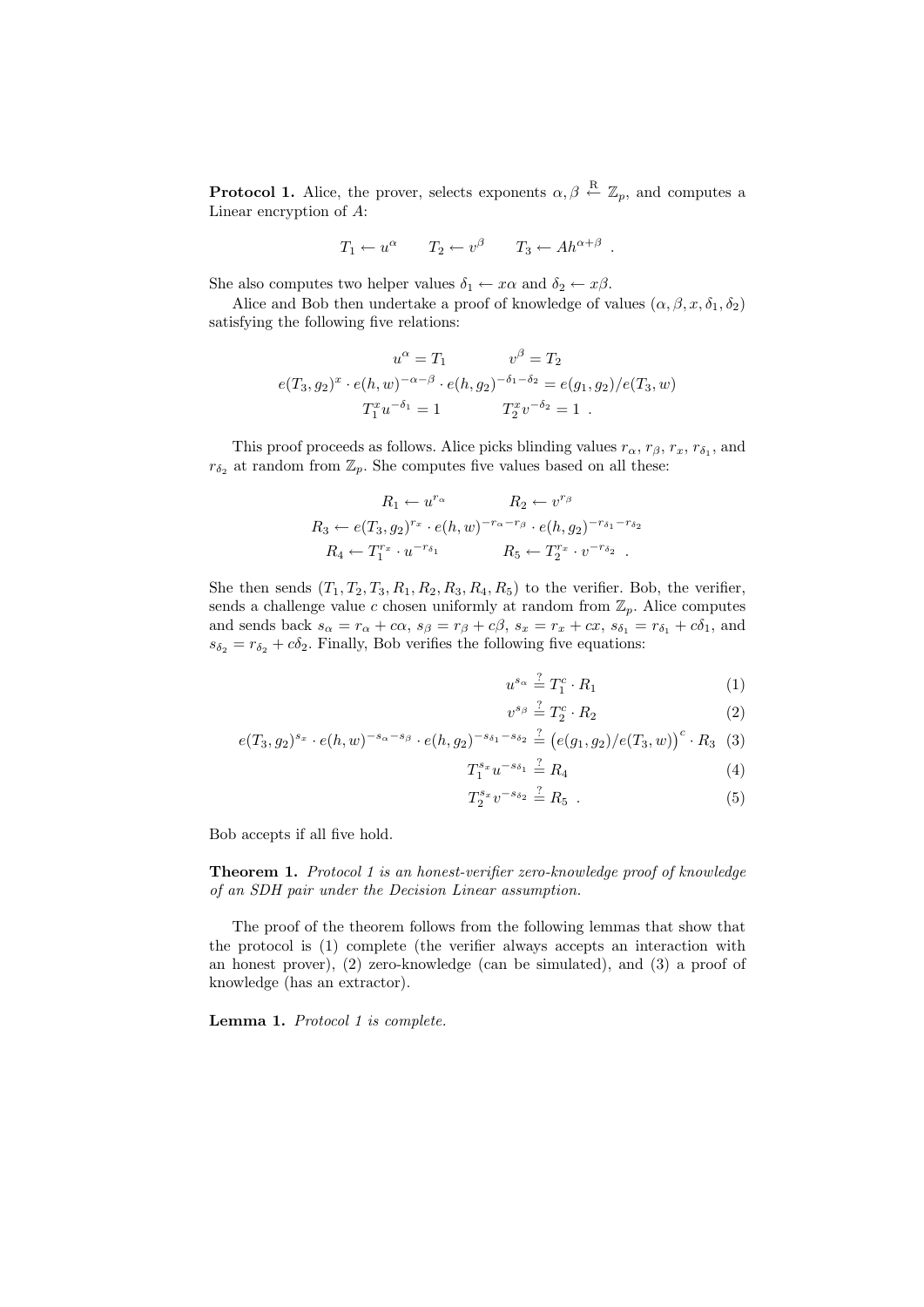**Protocol 1.** Alice, the prover, selects exponents $\alpha, \beta \xleftarrow{\text{R}} \mathbb{Z}_p$, and computes a Linear encryption of $A$:

$$T_1 \leftarrow u^\alpha \qquad T_2 \leftarrow v^\beta \qquad T_3 \leftarrow A h^{\alpha+\beta} \ .$$

She also computes two helper values $\delta_1 \leftarrow x\alpha$ and $\delta_2 \leftarrow x\beta$.

Alice and Bob then undertake a proof of knowledge of values $(\alpha, \beta, x, \delta_1, \delta_2)$ satisfying the following five relations:

$$u^\alpha = T_1 \qquad v^\beta = T_2$$
$$e(T_3, g_2)^x \cdot e(h, w)^{-\alpha-\beta} \cdot e(h, g_2)^{-\delta_1-\delta_2} = e(g_1, g_2)/e(T_3, w)$$
$$T_1^x u^{-\delta_1} = 1 \qquad T_2^x v^{-\delta_2} = 1 \ .$$

This proof proceeds as follows. Alice picks blinding values $r_\alpha$, $r_\beta$, $r_x$, $r_{\delta_1}$, and $r_{\delta_2}$ at random from $\mathbb{Z}_p$. She computes five values based on all these:

$$R_1 \leftarrow u^{r_\alpha} \qquad R_2 \leftarrow v^{r_\beta}$$
$$R_3 \leftarrow e(T_3, g_2)^{r_x} \cdot e(h, w)^{-r_\alpha - r_\beta} \cdot e(h, g_2)^{-r_{\delta_1} - r_{\delta_2}}$$
$$R_4 \leftarrow T_1^{r_x} \cdot u^{-r_{\delta_1}} \qquad R_5 \leftarrow T_2^{r_x} \cdot v^{-r_{\delta_2}} \ .$$

She then sends $(T_1, T_2, T_3, R_1, R_2, R_3, R_4, R_5)$ to the verifier. Bob, the verifier, sends a challenge value $c$ chosen uniformly at random from $\mathbb{Z}_p$. Alice computes and sends back $s_\alpha = r_\alpha + c\alpha$, $s_\beta = r_\beta + c\beta$, $s_x = r_x + cx$, $s_{\delta_1} = r_{\delta_1} + c\delta_1$, and $s_{\delta_2} = r_{\delta_2} + c\delta_2$. Finally, Bob verifies the following five equations:

$$u^{s_\alpha} \stackrel{?}{=} T_1^c \cdot R_1 \tag{1}$$
$$v^{s_\beta} \stackrel{?}{=} T_2^c \cdot R_2 \tag{2}$$
$$e(T_3, g_2)^{s_x} \cdot e(h, w)^{-s_\alpha - s_\beta} \cdot e(h, g_2)^{-s_{\delta_1} - s_{\delta_2}} \stackrel{?}{=} \big(e(g_1, g_2)/e(T_3, w)\big)^c \cdot R_3 \tag{3}$$
$$T_1^{s_x} u^{-s_{\delta_1}} \stackrel{?}{=} R_4 \tag{4}$$
$$T_2^{s_x} v^{-s_{\delta_2}} \stackrel{?}{=} R_5 \ . \tag{5}$$

Bob accepts if all five hold.

**Theorem 1.** *Protocol 1 is an honest-verifier zero-knowledge proof of knowledge of an SDH pair under the Decision Linear assumption.*

The proof of the theorem follows from the following lemmas that show that the protocol is (1) complete (the verifier always accepts an interaction with an honest prover), (2) zero-knowledge (can be simulated), and (3) a proof of knowledge (has an extractor).

**Lemma 1.** *Protocol 1 is complete.*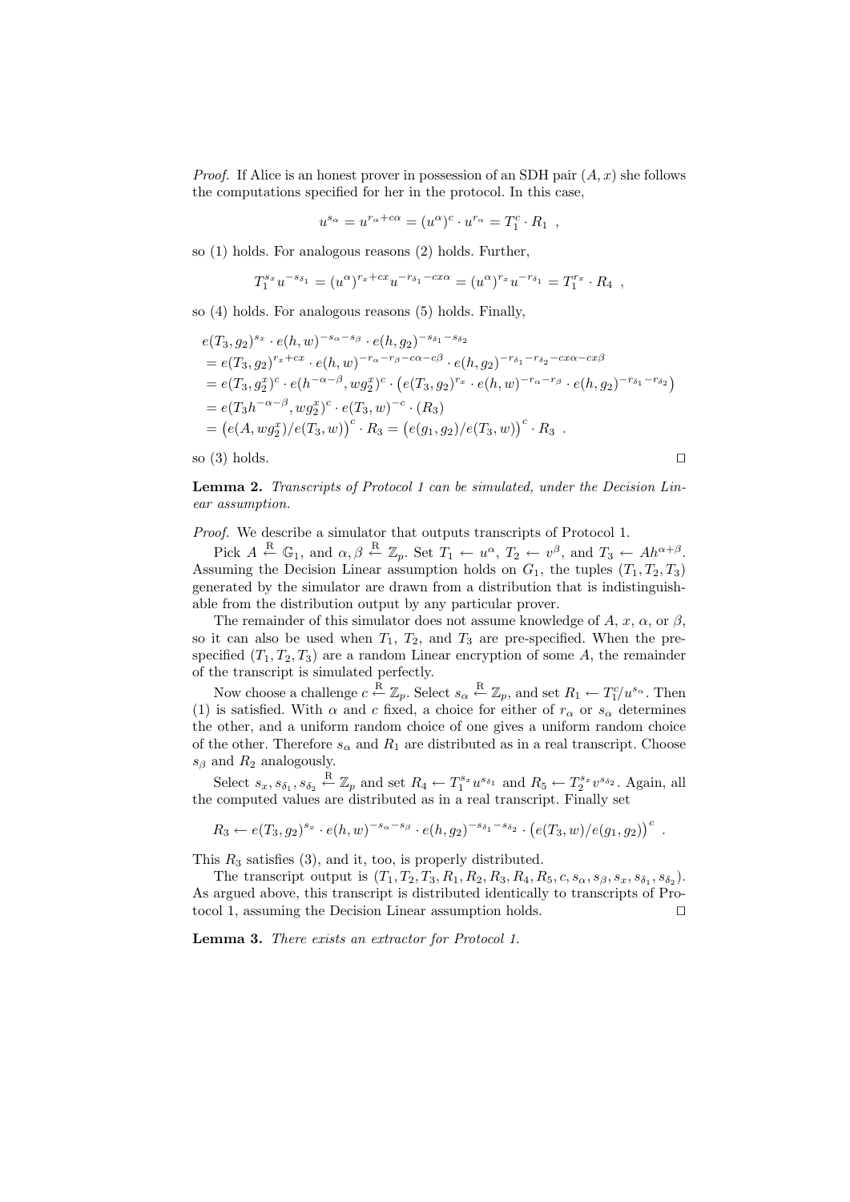*Proof.* If Alice is an honest prover in possession of an SDH pair $(A, x)$ she follows the computations specified for her in the protocol. In this case,

$$u^{s_\alpha} = u^{r_\alpha + c\alpha} = (u^\alpha)^c \cdot u^{r_\alpha} = T_1^c \cdot R_1 \enspace ,$$

so (1) holds. For analogous reasons (2) holds. Further,

$$T_1^{s_x} u^{-s_{\delta_1}} = (u^\alpha)^{r_x + cx} u^{-r_{\delta_1} - cx\alpha} = (u^\alpha)^{r_x} u^{-r_{\delta_1}} = T_1^{r_x} \cdot R_4 \enspace ,$$

so (4) holds. For analogous reasons (5) holds. Finally,

$$\begin{aligned}
& e(T_3, g_2)^{s_x} \cdot e(h, w)^{-s_\alpha - s_\beta} \cdot e(h, g_2)^{-s_{\delta_1} - s_{\delta_2}} \\
&= e(T_3, g_2)^{r_x + cx} \cdot e(h, w)^{-r_\alpha - r_\beta - c\alpha - c\beta} \cdot e(h, g_2)^{-r_{\delta_1} - r_{\delta_2} - cx\alpha - cx\beta} \\
&= e(T_3, g_2^x)^c \cdot e(h^{-\alpha-\beta}, w g_2^x)^c \cdot \big( e(T_3, g_2)^{r_x} \cdot e(h, w)^{-r_\alpha - r_\beta} \cdot e(h, g_2)^{-r_{\delta_1} - r_{\delta_2}} \big) \\
&= e(T_3 h^{-\alpha-\beta}, w g_2^x)^c \cdot e(T_3, w)^{-c} \cdot (R_3) \\
&= \big( e(A, w g_2^x) / e(T_3, w) \big)^c \cdot R_3 = \big( e(g_1, g_2) / e(T_3, w) \big)^c \cdot R_3 \enspace .
\end{aligned}$$

so (3) holds. ◻

**Lemma 2.** *Transcripts of Protocol 1 can be simulated, under the Decision Linear assumption.*

*Proof.* We describe a simulator that outputs transcripts of Protocol 1.

Pick $A \xleftarrow{R} \mathbb{G}_1$, and $\alpha, \beta \xleftarrow{R} \mathbb{Z}_p$. Set $T_1 \leftarrow u^\alpha$, $T_2 \leftarrow v^\beta$, and $T_3 \leftarrow A h^{\alpha+\beta}$. Assuming the Decision Linear assumption holds on $G_1$, the tuples $(T_1, T_2, T_3)$ generated by the simulator are drawn from a distribution that is indistinguishable from the distribution output by any particular prover.

The remainder of this simulator does not assume knowledge of $A$, $x$, $\alpha$, or $\beta$, so it can also be used when $T_1$, $T_2$, and $T_3$ are pre-specified. When the pre-specified $(T_1, T_2, T_3)$ are a random Linear encryption of some $A$, the remainder of the transcript is simulated perfectly.

Now choose a challenge $c \xleftarrow{R} \mathbb{Z}_p$. Select $s_\alpha \xleftarrow{R} \mathbb{Z}_p$, and set $R_1 \leftarrow T_1^c / u^{s_\alpha}$. Then (1) is satisfied. With $\alpha$ and $c$ fixed, a choice for either of $r_\alpha$ or $s_\alpha$ determines the other, and a uniform random choice of one gives a uniform random choice of the other. Therefore $s_\alpha$ and $R_1$ are distributed as in a real transcript. Choose $s_\beta$ and $R_2$ analogously.

Select $s_x, s_{\delta_1}, s_{\delta_2} \xleftarrow{R} \mathbb{Z}_p$ and set $R_4 \leftarrow T_1^{s_x} u^{s_{\delta_1}}$ and $R_5 \leftarrow T_2^{s_x} v^{s_{\delta_2}}$. Again, all the computed values are distributed as in a real transcript. Finally set

$$R_3 \leftarrow e(T_3, g_2)^{s_x} \cdot e(h, w)^{-s_\alpha - s_\beta} \cdot e(h, g_2)^{-s_{\delta_1} - s_{\delta_2}} \cdot \big( e(T_3, w) / e(g_1, g_2) \big)^c \enspace .$$

This $R_3$ satisfies (3), and it, too, is properly distributed.

The transcript output is $(T_1, T_2, T_3, R_1, R_2, R_3, R_4, R_5, c, s_\alpha, s_\beta, s_x, s_{\delta_1}, s_{\delta_2})$. As argued above, this transcript is distributed identically to transcripts of Protocol 1, assuming the Decision Linear assumption holds. ◻

**Lemma 3.** *There exists an extractor for Protocol 1.*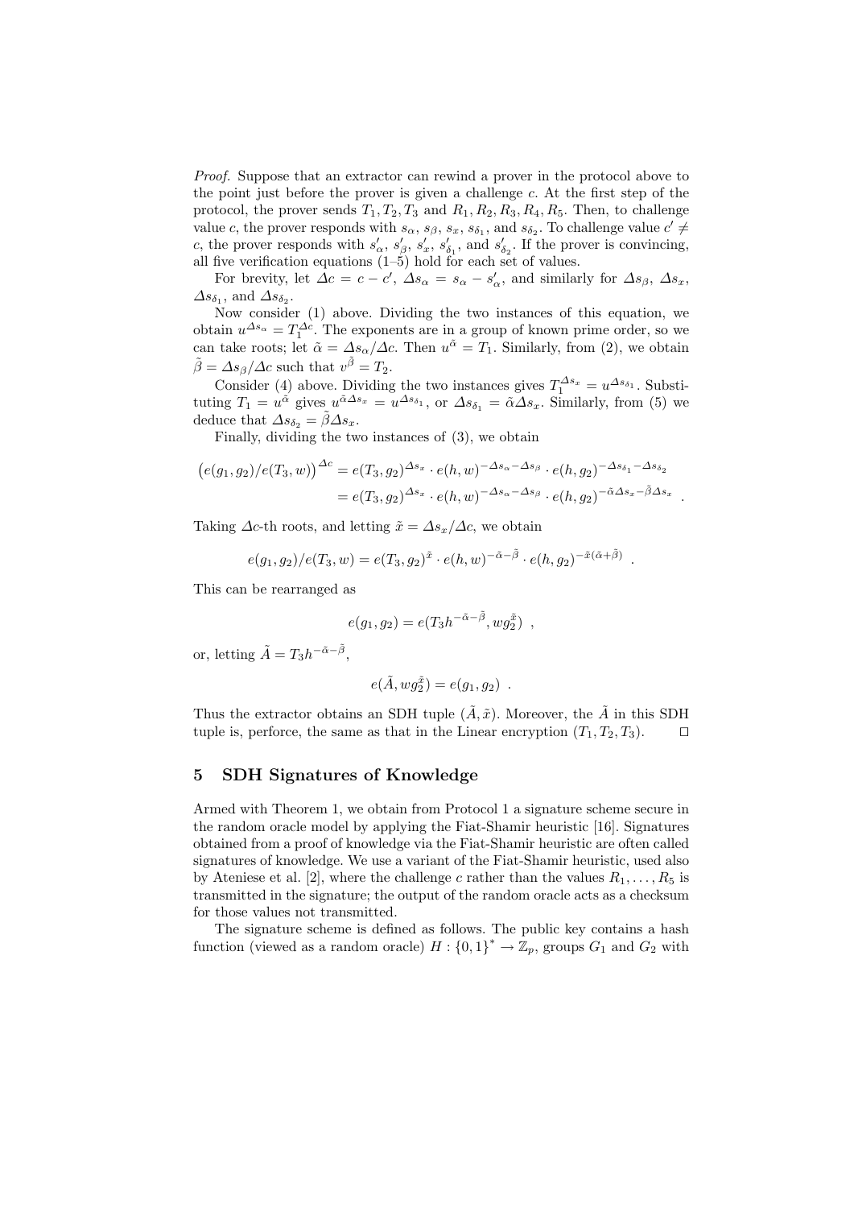*Proof.* Suppose that an extractor can rewind a prover in the protocol above to the point just before the prover is given a challenge $c$. At the first step of the protocol, the prover sends $T_1, T_2, T_3$ and $R_1, R_2, R_3, R_4, R_5$. Then, to challenge value $c$, the prover responds with $s_\alpha$, $s_\beta$, $s_x$, $s_{\delta_1}$, and $s_{\delta_2}$. To challenge value $c' \neq c$, the prover responds with $s'_\alpha$, $s'_\beta$, $s'_x$, $s'_{\delta_1}$, and $s'_{\delta_2}$. If the prover is convincing, all five verification equations (1–5) hold for each set of values.

For brevity, let $\Delta c = c - c'$, $\Delta s_\alpha = s_\alpha - s'_\alpha$, and similarly for $\Delta s_\beta$, $\Delta s_x$, $\Delta s_{\delta_1}$, and $\Delta s_{\delta_2}$.

Now consider (1) above. Dividing the two instances of this equation, we obtain $u^{\Delta s_\alpha} = T_1^{\Delta c}$. The exponents are in a group of known prime order, so we can take roots; let $\tilde{\alpha} = \Delta s_\alpha / \Delta c$. Then $u^{\tilde{\alpha}} = T_1$. Similarly, from (2), we obtain $\tilde{\beta} = \Delta s_\beta / \Delta c$ such that $v^{\tilde{\beta}} = T_2$.

Consider (4) above. Dividing the two instances gives $T_1^{\Delta s_x} = u^{\Delta s_{\delta_1}}$. Substituting $T_1 = u^{\tilde{\alpha}}$ gives $u^{\tilde{\alpha}\Delta s_x} = u^{\Delta s_{\delta_1}}$, or $\Delta s_{\delta_1} = \tilde{\alpha}\Delta s_x$. Similarly, from (5) we deduce that $\Delta s_{\delta_2} = \tilde{\beta}\Delta s_x$.

Finally, dividing the two instances of (3), we obtain

$$
\begin{aligned}
\big(e(g_1, g_2)/e(T_3, w)\big)^{\Delta c} &= e(T_3, g_2)^{\Delta s_x} \cdot e(h, w)^{-\Delta s_\alpha - \Delta s_\beta} \cdot e(h, g_2)^{-\Delta s_{\delta_1} - \Delta s_{\delta_2}} \\
&= e(T_3, g_2)^{\Delta s_x} \cdot e(h, w)^{-\Delta s_\alpha - \Delta s_\beta} \cdot e(h, g_2)^{-\tilde{\alpha}\Delta s_x - \tilde{\beta}\Delta s_x} \enspace .
\end{aligned}
$$

Taking $\Delta c$-th roots, and letting $\tilde{x} = \Delta s_x / \Delta c$, we obtain

$$
e(g_1, g_2)/e(T_3, w) = e(T_3, g_2)^{\tilde{x}} \cdot e(h, w)^{-\tilde{\alpha} - \tilde{\beta}} \cdot e(h, g_2)^{-\tilde{x}(\tilde{\alpha} + \tilde{\beta})} \enspace .
$$

This can be rearranged as

$$
e(g_1, g_2) = e(T_3 h^{-\tilde{\alpha} - \tilde{\beta}}, w g_2^{\tilde{x}}) \enspace ,
$$

or, letting $\tilde{A} = T_3 h^{-\tilde{\alpha} - \tilde{\beta}}$,

$$
e(\tilde{A}, w g_2^{\tilde{x}}) = e(g_1, g_2) \enspace .
$$

Thus the extractor obtains an SDH tuple $(\tilde{A}, \tilde{x})$. Moreover, the $\tilde{A}$ in this SDH tuple is, perforce, the same as that in the Linear encryption $(T_1, T_2, T_3)$. $\square$

## 5 SDH Signatures of Knowledge

Armed with Theorem 1, we obtain from Protocol 1 a signature scheme secure in the random oracle model by applying the Fiat-Shamir heuristic [16]. Signatures obtained from a proof of knowledge via the Fiat-Shamir heuristic are often called signatures of knowledge. We use a variant of the Fiat-Shamir heuristic, used also by Ateniese et al. [2], where the challenge $c$ rather than the values $R_1, \ldots, R_5$ is transmitted in the signature; the output of the random oracle acts as a checksum for those values not transmitted.

The signature scheme is defined as follows. The public key contains a hash function (viewed as a random oracle) $H : \{0,1\}^* \to \mathbb{Z}_p$, groups $G_1$ and $G_2$ with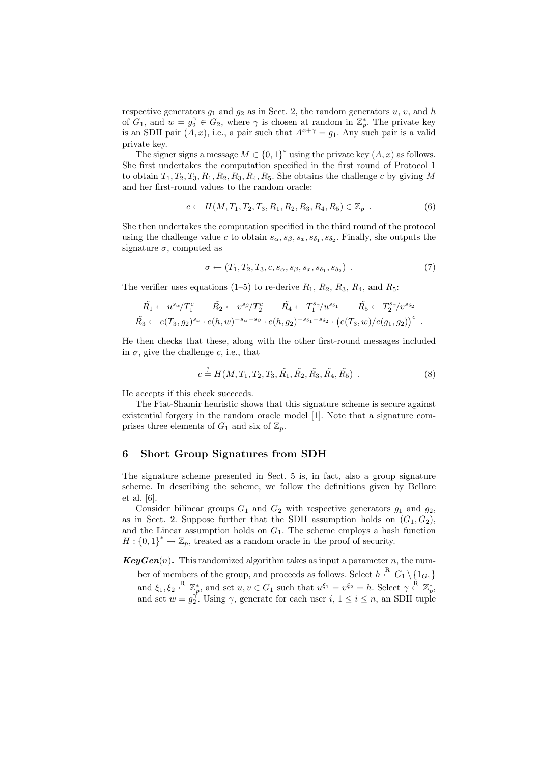respective generators $g_1$ and $g_2$ as in Sect. 2, the random generators $u$, $v$, and $h$ of $G_1$, and $w = g_2^{\gamma} \in G_2$, where $\gamma$ is chosen at random in $\mathbb{Z}_p^*$. The private key is an SDH pair $(A, x)$, i.e., a pair such that $A^{x+\gamma} = g_1$. Any such pair is a valid private key.

The signer signs a message $M \in \{0,1\}^*$ using the private key $(A, x)$ as follows. She first undertakes the computation specified in the first round of Protocol 1 to obtain $T_1, T_2, T_3, R_1, R_2, R_3, R_4, R_5$. She obtains the challenge $c$ by giving $M$ and her first-round values to the random oracle:

$$c \leftarrow H(M, T_1, T_2, T_3, R_1, R_2, R_3, R_4, R_5) \in \mathbb{Z}_p \ . \tag{6}$$

She then undertakes the computation specified in the third round of the protocol using the challenge value $c$ to obtain $s_\alpha, s_\beta, s_x, s_{\delta_1}, s_{\delta_2}$. Finally, she outputs the signature $\sigma$, computed as

$$\sigma \leftarrow (T_1, T_2, T_3, c, s_\alpha, s_\beta, s_x, s_{\delta_1}, s_{\delta_2}) \ . \tag{7}$$

The verifier uses equations (1–5) to re-derive $R_1$, $R_2$, $R_3$, $R_4$, and $R_5$:

$$\tilde{R}_1 \leftarrow u^{s_\alpha}/T_1^c \qquad \tilde{R}_2 \leftarrow v^{s_\beta}/T_2^c \qquad \tilde{R}_4 \leftarrow T_1^{s_x}/u^{s_{\delta_1}} \qquad \tilde{R}_5 \leftarrow T_2^{s_x}/v^{s_{\delta_2}}$$

$$\tilde{R}_3 \leftarrow e(T_3, g_2)^{s_x} \cdot e(h, w)^{-s_\alpha - s_\beta} \cdot e(h, g_2)^{-s_{\delta_1} - s_{\delta_2}} \cdot \big(e(T_3, w)/e(g_1, g_2)\big)^c \ .$$

He then checks that these, along with the other first-round messages included in $\sigma$, give the challenge $c$, i.e., that

$$c \stackrel{?}{=} H(M, T_1, T_2, T_3, \tilde{R}_1, \tilde{R}_2, \tilde{R}_3, \tilde{R}_4, \tilde{R}_5) \ . \tag{8}$$

He accepts if this check succeeds.

The Fiat-Shamir heuristic shows that this signature scheme is secure against existential forgery in the random oracle model [1]. Note that a signature comprises three elements of $G_1$ and six of $\mathbb{Z}_p$.

## 6 Short Group Signatures from SDH

The signature scheme presented in Sect. 5 is, in fact, also a group signature scheme. In describing the scheme, we follow the definitions given by Bellare et al. [6].

Consider bilinear groups $G_1$ and $G_2$ with respective generators $g_1$ and $g_2$, as in Sect. 2. Suppose further that the SDH assumption holds on $(G_1, G_2)$, and the Linear assumption holds on $G_1$. The scheme employs a hash function $H : \{0,1\}^* \to \mathbb{Z}_p$, treated as a random oracle in the proof of security.

***KeyGen***$(n)$**.** This randomized algorithm takes as input a parameter $n$, the number of members of the group, and proceeds as follows. Select $h \stackrel{\text{R}}{\leftarrow} G_1 \setminus \{1_{G_1}\}$ and $\xi_1, \xi_2 \stackrel{\text{R}}{\leftarrow} \mathbb{Z}_p^*$, and set $u, v \in G_1$ such that $u^{\xi_1} = v^{\xi_2} = h$. Select $\gamma \stackrel{\text{R}}{\leftarrow} \mathbb{Z}_p^*$, and set $w = g_2^{\gamma}$. Using $\gamma$, generate for each user $i$, $1 \leq i \leq n$, an SDH tuple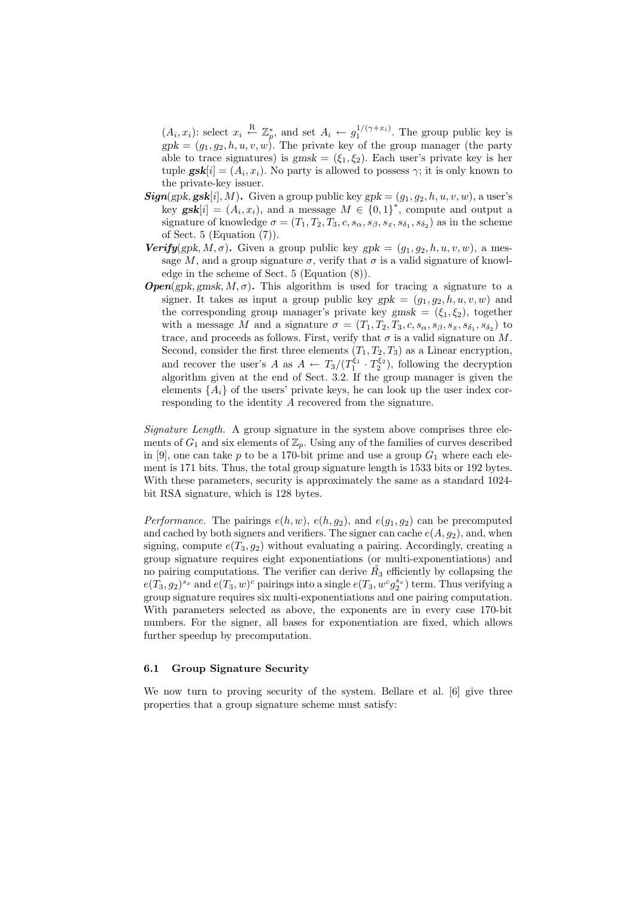$(A_i, x_i)$: select $x_i \xleftarrow{R} \mathbb{Z}_p^*$, and set $A_i \leftarrow g_1^{1/(\gamma+x_i)}$. The group public key is $gpk = (g_1, g_2, h, u, v, w)$. The private key of the group manager (the party able to trace signatures) is $gmsk = (\xi_1, \xi_2)$. Each user's private key is her tuple $\boldsymbol{gsk}[i] = (A_i, x_i)$. No party is allowed to possess $\gamma$; it is only known to the private-key issuer.

***Sign***$(gpk, \boldsymbol{gsk}[i], M)$**.** Given a group public key $gpk = (g_1, g_2, h, u, v, w)$, a user's key $\boldsymbol{gsk}[i] = (A_i, x_i)$, and a message $M \in \{0,1\}^*$, compute and output a signature of knowledge $\sigma = (T_1, T_2, T_3, c, s_\alpha, s_\beta, s_x, s_{\delta_1}, s_{\delta_2})$ as in the scheme of Sect. 5 (Equation (7)).

***Verify***$(gpk, M, \sigma)$**.** Given a group public key $gpk = (g_1, g_2, h, u, v, w)$, a message $M$, and a group signature $\sigma$, verify that $\sigma$ is a valid signature of knowledge in the scheme of Sect. 5 (Equation (8)).

***Open***$(gpk, gmsk, M, \sigma)$**.** This algorithm is used for tracing a signature to a signer. It takes as input a group public key $gpk = (g_1, g_2, h, u, v, w)$ and the corresponding group manager's private key $gmsk = (\xi_1, \xi_2)$, together with a message $M$ and a signature $\sigma = (T_1, T_2, T_3, c, s_\alpha, s_\beta, s_x, s_{\delta_1}, s_{\delta_2})$ to trace, and proceeds as follows. First, verify that $\sigma$ is a valid signature on $M$. Second, consider the first three elements $(T_1, T_2, T_3)$ as a Linear encryption, and recover the user's $A$ as $A \leftarrow T_3/(T_1^{\xi_1} \cdot T_2^{\xi_2})$, following the decryption algorithm given at the end of Sect. 3.2. If the group manager is given the elements $\{A_i\}$ of the users' private keys, he can look up the user index corresponding to the identity $A$ recovered from the signature.

*Signature Length.* A group signature in the system above comprises three elements of $G_1$ and six elements of $\mathbb{Z}_p$. Using any of the families of curves described in [9], one can take $p$ to be a 170-bit prime and use a group $G_1$ where each element is 171 bits. Thus, the total group signature length is 1533 bits or 192 bytes. With these parameters, security is approximately the same as a standard 1024-bit RSA signature, which is 128 bytes.

*Performance.* The pairings $e(h, w)$, $e(h, g_2)$, and $e(g_1, g_2)$ can be precomputed and cached by both signers and verifiers. The signer can cache $e(A, g_2)$, and, when signing, compute $e(T_3, g_2)$ without evaluating a pairing. Accordingly, creating a group signature requires eight exponentiations (or multi-exponentiations) and no pairing computations. The verifier can derive $\tilde{R}_3$ efficiently by collapsing the $e(T_3, g_2)^{s_x}$ and $e(T_3, w)^c$ pairings into a single $e(T_3, w^c g_2^{s_x})$ term. Thus verifying a group signature requires six multi-exponentiations and one pairing computation. With parameters selected as above, the exponents are in every case 170-bit numbers. For the signer, all bases for exponentiation are fixed, which allows further speedup by precomputation.

### 6.1 Group Signature Security

We now turn to proving security of the system. Bellare et al. [6] give three properties that a group signature scheme must satisfy: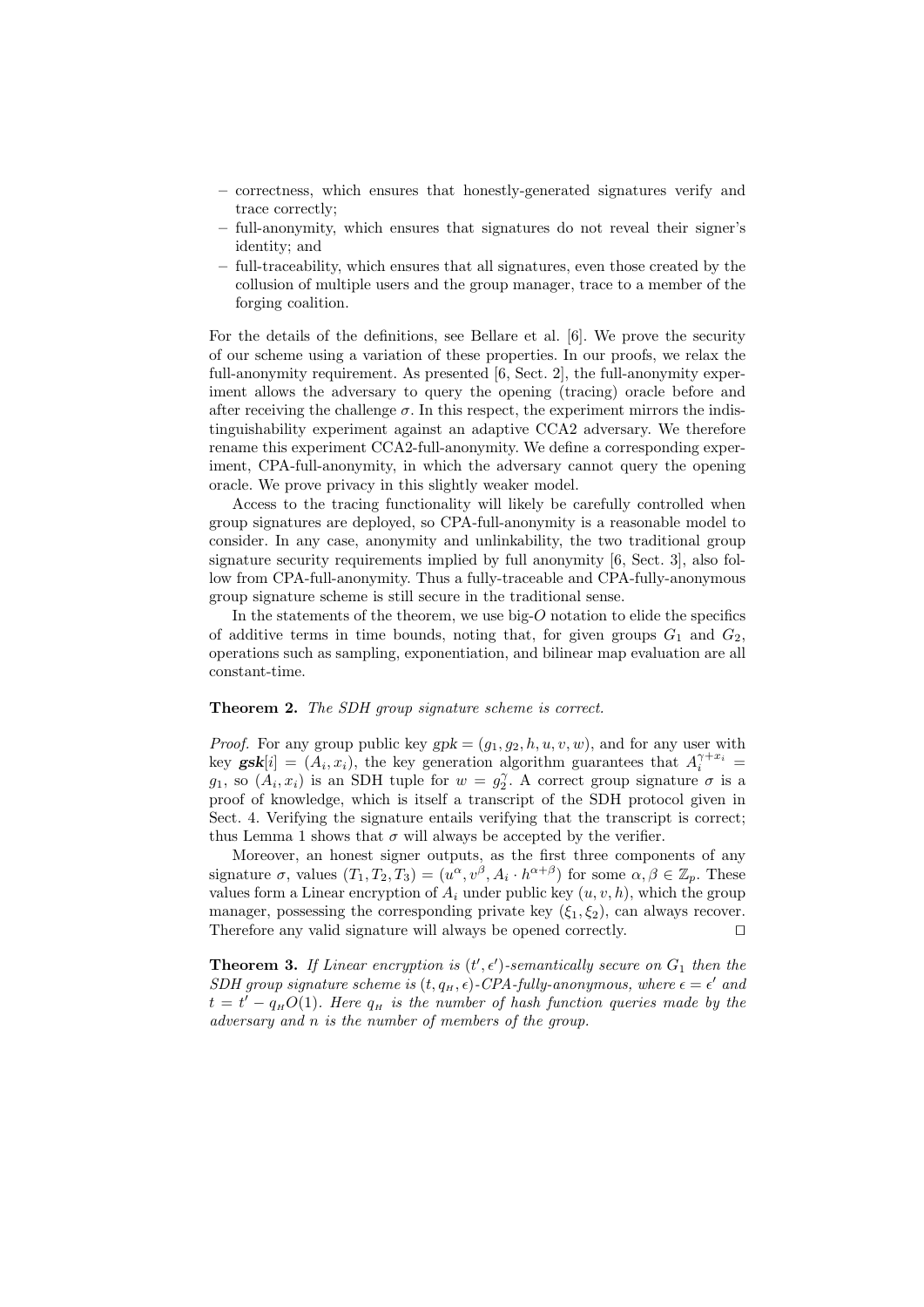- correctness, which ensures that honestly-generated signatures verify and trace correctly;
- full-anonymity, which ensures that signatures do not reveal their signer's identity; and
- full-traceability, which ensures that all signatures, even those created by the collusion of multiple users and the group manager, trace to a member of the forging coalition.

For the details of the definitions, see Bellare et al. [6]. We prove the security of our scheme using a variation of these properties. In our proofs, we relax the full-anonymity requirement. As presented [6, Sect. 2], the full-anonymity experiment allows the adversary to query the opening (tracing) oracle before and after receiving the challenge $\sigma$. In this respect, the experiment mirrors the indistinguishability experiment against an adaptive CCA2 adversary. We therefore rename this experiment CCA2-full-anonymity. We define a corresponding experiment, CPA-full-anonymity, in which the adversary cannot query the opening oracle. We prove privacy in this slightly weaker model.

Access to the tracing functionality will likely be carefully controlled when group signatures are deployed, so CPA-full-anonymity is a reasonable model to consider. In any case, anonymity and unlinkability, the two traditional group signature security requirements implied by full anonymity [6, Sect. 3], also follow from CPA-full-anonymity. Thus a fully-traceable and CPA-fully-anonymous group signature scheme is still secure in the traditional sense.

In the statements of the theorem, we use big-$O$ notation to elide the specifics of additive terms in time bounds, noting that, for given groups $G_1$ and $G_2$, operations such as sampling, exponentiation, and bilinear map evaluation are all constant-time.

**Theorem 2.** *The SDH group signature scheme is correct.*

*Proof.* For any group public key $gpk = (g_1, g_2, h, u, v, w)$, and for any user with key $\boldsymbol{gsk}[i] = (A_i, x_i)$, the key generation algorithm guarantees that $A_i^{\gamma + x_i} = g_1$, so $(A_i, x_i)$ is an SDH tuple for $w = g_2^{\gamma}$. A correct group signature $\sigma$ is a proof of knowledge, which is itself a transcript of the SDH protocol given in Sect. 4. Verifying the signature entails verifying that the transcript is correct; thus Lemma 1 shows that $\sigma$ will always be accepted by the verifier.

Moreover, an honest signer outputs, as the first three components of any signature $\sigma$, values $(T_1, T_2, T_3) = (u^{\alpha}, v^{\beta}, A_i \cdot h^{\alpha+\beta})$ for some $\alpha, \beta \in \mathbb{Z}_p$. These values form a Linear encryption of $A_i$ under public key $(u, v, h)$, which the group manager, possessing the corresponding private key $(\xi_1, \xi_2)$, can always recover. Therefore any valid signature will always be opened correctly. $\square$

**Theorem 3.** *If Linear encryption is $(t', \epsilon')$-semantically secure on $G_1$ then the SDH group signature scheme is $(t, q_H, \epsilon)$-CPA-fully-anonymous, where $\epsilon = \epsilon'$ and $t = t' - q_H O(1)$. Here $q_H$ is the number of hash function queries made by the adversary and $n$ is the number of members of the group.*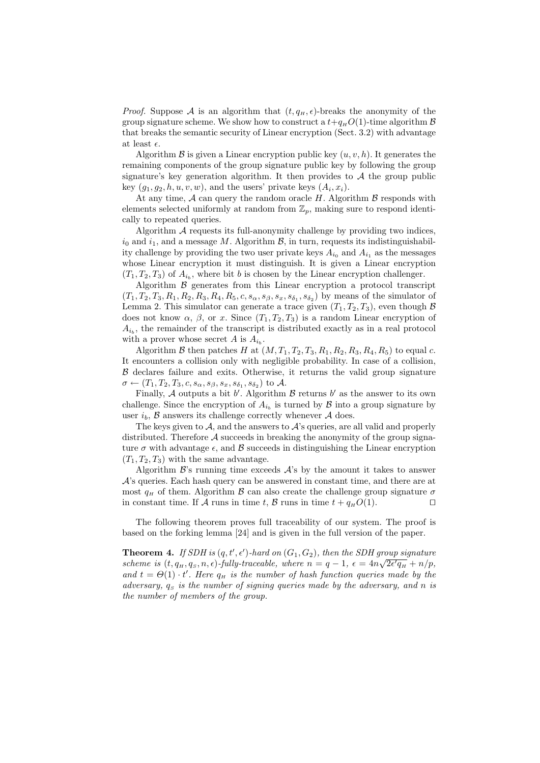*Proof.* Suppose $\mathcal{A}$ is an algorithm that $(t, q_H, \epsilon)$-breaks the anonymity of the group signature scheme. We show how to construct a $t + q_H O(1)$-time algorithm $\mathcal{B}$ that breaks the semantic security of Linear encryption (Sect. 3.2) with advantage at least $\epsilon$.

Algorithm $\mathcal{B}$ is given a Linear encryption public key $(u, v, h)$. It generates the remaining components of the group signature public key by following the group signature's key generation algorithm. It then provides to $\mathcal{A}$ the group public key $(g_1, g_2, h, u, v, w)$, and the users' private keys $(A_i, x_i)$.

At any time, $\mathcal{A}$ can query the random oracle $H$. Algorithm $\mathcal{B}$ responds with elements selected uniformly at random from $\mathbb{Z}_p$, making sure to respond identically to repeated queries.

Algorithm $\mathcal{A}$ requests its full-anonymity challenge by providing two indices, $i_0$ and $i_1$, and a message $M$. Algorithm $\mathcal{B}$, in turn, requests its indistinguishability challenge by providing the two user private keys $A_{i_0}$ and $A_{i_1}$ as the messages whose Linear encryption it must distinguish. It is given a Linear encryption $(T_1, T_2, T_3)$ of $A_{i_b}$, where bit $b$ is chosen by the Linear encryption challenger.

Algorithm $\mathcal{B}$ generates from this Linear encryption a protocol transcript $(T_1, T_2, T_3, R_1, R_2, R_3, R_4, R_5, c, s_\alpha, s_\beta, s_x, s_{\delta_1}, s_{\delta_2})$ by means of the simulator of Lemma 2. This simulator can generate a trace given $(T_1, T_2, T_3)$, even though $\mathcal{B}$ does not know $\alpha$, $\beta$, or $x$. Since $(T_1, T_2, T_3)$ is a random Linear encryption of $A_{i_b}$, the remainder of the transcript is distributed exactly as in a real protocol with a prover whose secret $A$ is $A_{i_b}$.

Algorithm $\mathcal{B}$ then patches $H$ at $(M, T_1, T_2, T_3, R_1, R_2, R_3, R_4, R_5)$ to equal $c$. It encounters a collision only with negligible probability. In case of a collision, $\mathcal{B}$ declares failure and exits. Otherwise, it returns the valid group signature $\sigma \leftarrow (T_1, T_2, T_3, c, s_\alpha, s_\beta, s_x, s_{\delta_1}, s_{\delta_2})$ to $\mathcal{A}$.

Finally, $\mathcal{A}$ outputs a bit $b'$. Algorithm $\mathcal{B}$ returns $b'$ as the answer to its own challenge. Since the encryption of $A_{i_b}$ is turned by $\mathcal{B}$ into a group signature by user $i_b$, $\mathcal{B}$ answers its challenge correctly whenever $\mathcal{A}$ does.

The keys given to $\mathcal{A}$, and the answers to $\mathcal{A}$'s queries, are all valid and properly distributed. Therefore $\mathcal{A}$ succeeds in breaking the anonymity of the group signature $\sigma$ with advantage $\epsilon$, and $\mathcal{B}$ succeeds in distinguishing the Linear encryption $(T_1, T_2, T_3)$ with the same advantage.

Algorithm $\mathcal{B}$'s running time exceeds $\mathcal{A}$'s by the amount it takes to answer $\mathcal{A}$'s queries. Each hash query can be answered in constant time, and there are at most $q_H$ of them. Algorithm $\mathcal{B}$ can also create the challenge group signature $\sigma$ in constant time. If $\mathcal{A}$ runs in time $t$, $\mathcal{B}$ runs in time $t + q_H O(1)$. ◻

The following theorem proves full traceability of our system. The proof is based on the forking lemma [24] and is given in the full version of the paper.

**Theorem 4.** *If SDH is $(q, t', \epsilon')$-hard on $(G_1, G_2)$, then the SDH group signature scheme is $(t, q_H, q_S, n, \epsilon)$-fully-traceable, where $n = q - 1$, $\epsilon = 4n\sqrt{2\epsilon' q_H} + n/p$, and $t = \Theta(1) \cdot t'$. Here $q_H$ is the number of hash function queries made by the adversary, $q_S$ is the number of signing queries made by the adversary, and $n$ is the number of members of the group.*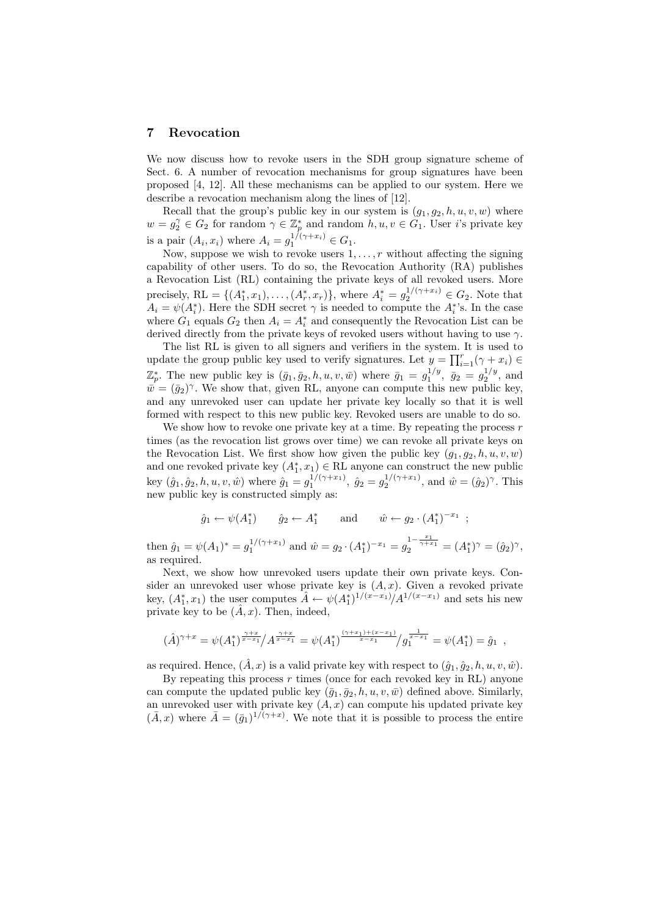## 7 Revocation

We now discuss how to revoke users in the SDH group signature scheme of Sect. 6. A number of revocation mechanisms for group signatures have been proposed [4, 12]. All these mechanisms can be applied to our system. Here we describe a revocation mechanism along the lines of [12].

Recall that the group's public key in our system is $(g_1, g_2, h, u, v, w)$ where $w = g_2^\gamma \in G_2$ for random $\gamma \in \mathbb{Z}_p^*$ and random $h, u, v \in G_1$. User $i$'s private key is a pair $(A_i, x_i)$ where $A_i = g_1^{1/(\gamma+x_i)} \in G_1$.

Now, suppose we wish to revoke users $1, \ldots, r$ without affecting the signing capability of other users. To do so, the Revocation Authority (RA) publishes a Revocation List (RL) containing the private keys of all revoked users. More precisely, $\mathrm{RL} = \{(A_1^*, x_1), \ldots, (A_r^*, x_r)\}$, where $A_i^* = g_2^{1/(\gamma+x_i)} \in G_2$. Note that $A_i = \psi(A_i^*)$. Here the SDH secret $\gamma$ is needed to compute the $A_i^*$'s. In the case where $G_1$ equals $G_2$ then $A_i = A_i^*$ and consequently the Revocation List can be derived directly from the private keys of revoked users without having to use $\gamma$.

The list RL is given to all signers and verifiers in the system. It is used to update the group public key used to verify signatures. Let $y = \prod_{i=1}^r (\gamma + x_i) \in \mathbb{Z}_p^*$. The new public key is $(\bar{g}_1, \bar{g}_2, h, u, v, \bar{w})$ where $\bar{g}_1 = g_1^{1/y}$, $\bar{g}_2 = g_2^{1/y}$, and $\bar{w} = (\bar{g}_2)^\gamma$. We show that, given RL, anyone can compute this new public key, and any unrevoked user can update her private key locally so that it is well formed with respect to this new public key. Revoked users are unable to do so.

We show how to revoke one private key at a time. By repeating the process $r$ times (as the revocation list grows over time) we can revoke all private keys on the Revocation List. We first show how given the public key $(g_1, g_2, h, u, v, w)$ and one revoked private key $(A_1^*, x_1) \in \mathrm{RL}$ anyone can construct the new public key $(\hat{g}_1, \hat{g}_2, h, u, v, \hat{w})$ where $\hat{g}_1 = g_1^{1/(\gamma+x_1)}$, $\hat{g}_2 = g_2^{1/(\gamma+x_1)}$, and $\hat{w} = (\hat{g}_2)^\gamma$. This new public key is constructed simply as:

$$\hat{g}_1 \leftarrow \psi(A_1^*) \qquad \hat{g}_2 \leftarrow A_1^* \qquad \text{and} \qquad \hat{w} \leftarrow g_2 \cdot (A_1^*)^{-x_1} \ ;$$

then $\hat{g}_1 = \psi(A_1)^* = g_1^{1/(\gamma+x_1)}$ and $\hat{w} = g_2 \cdot (A_1^*)^{-x_1} = g_2^{1-\frac{x_1}{\gamma+x_1}} = (A_1^*)^\gamma = (\hat{g}_2)^\gamma$, as required.

Next, we show how unrevoked users update their own private keys. Consider an unrevoked user whose private key is $(A, x)$. Given a revoked private key, $(A_1^*, x_1)$ the user computes $\hat{A} \leftarrow \psi(A_1^*)^{1/(x-x_1)} / A^{1/(x-x_1)}$ and sets his new private key to be $(\hat{A}, x)$. Then, indeed,

$$(\hat{A})^{\gamma+x} = \psi(A_1^*)^{\frac{\gamma+x}{x-x_1}} \big/ A^{\frac{\gamma+x}{x-x_1}} = \psi(A_1^*)^{\frac{(\gamma+x_1)+(x-x_1)}{x-x_1}} \big/ g_1^{\frac{1}{x-x_1}} = \psi(A_1^*) = \hat{g}_1 \ ,$$

as required. Hence, $(\hat{A}, x)$ is a valid private key with respect to $(\hat{g}_1, \hat{g}_2, h, u, v, \hat{w})$.

By repeating this process $r$ times (once for each revoked key in RL) anyone can compute the updated public key $(\bar{g}_1, \bar{g}_2, h, u, v, \bar{w})$ defined above. Similarly, an unrevoked user with private key $(A, x)$ can compute his updated private key $(\bar{A}, x)$ where $\bar{A} = (\bar{g}_1)^{1/(\gamma+x)}$. We note that it is possible to process the entire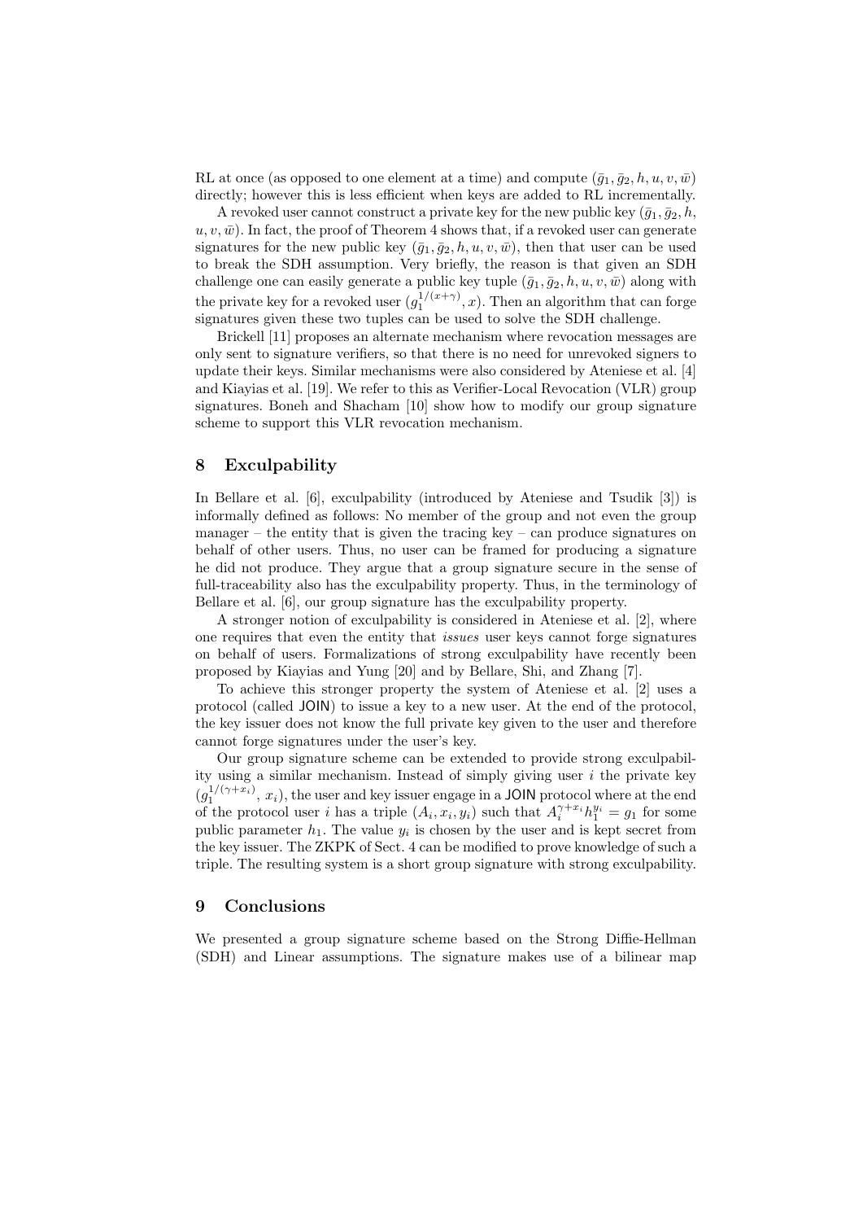RL at once (as opposed to one element at a time) and compute $(\bar{g}_1, \bar{g}_2, h, u, v, \bar{w})$ directly; however this is less efficient when keys are added to RL incrementally.

A revoked user cannot construct a private key for the new public key $(\bar{g}_1, \bar{g}_2, h, u, v, \bar{w})$. In fact, the proof of Theorem 4 shows that, if a revoked user can generate signatures for the new public key $(\bar{g}_1, \bar{g}_2, h, u, v, \bar{w})$, then that user can be used to break the SDH assumption. Very briefly, the reason is that given an SDH challenge one can easily generate a public key tuple $(\bar{g}_1, \bar{g}_2, h, u, v, \bar{w})$ along with the private key for a revoked user $(g_1^{1/(x+\gamma)}, x)$. Then an algorithm that can forge signatures given these two tuples can be used to solve the SDH challenge.

Brickell [11] proposes an alternate mechanism where revocation messages are only sent to signature verifiers, so that there is no need for unrevoked signers to update their keys. Similar mechanisms were also considered by Ateniese et al. [4] and Kiayias et al. [19]. We refer to this as Verifier-Local Revocation (VLR) group signatures. Boneh and Shacham [10] show how to modify our group signature scheme to support this VLR revocation mechanism.

## 8 Exculpability

In Bellare et al. [6], exculpability (introduced by Ateniese and Tsudik [3]) is informally defined as follows: No member of the group and not even the group manager – the entity that is given the tracing key – can produce signatures on behalf of other users. Thus, no user can be framed for producing a signature he did not produce. They argue that a group signature secure in the sense of full-traceability also has the exculpability property. Thus, in the terminology of Bellare et al. [6], our group signature has the exculpability property.

A stronger notion of exculpability is considered in Ateniese et al. [2], where one requires that even the entity that *issues* user keys cannot forge signatures on behalf of users. Formalizations of strong exculpability have recently been proposed by Kiayias and Yung [20] and by Bellare, Shi, and Zhang [7].

To achieve this stronger property the system of Ateniese et al. [2] uses a protocol (called JOIN) to issue a key to a new user. At the end of the protocol, the key issuer does not know the full private key given to the user and therefore cannot forge signatures under the user's key.

Our group signature scheme can be extended to provide strong exculpability using a similar mechanism. Instead of simply giving user $i$ the private key $(g_1^{1/(\gamma+x_i)}, x_i)$, the user and key issuer engage in a JOIN protocol where at the end of the protocol user $i$ has a triple $(A_i, x_i, y_i)$ such that $A_i^{\gamma+x_i} h_1^{y_i} = g_1$ for some public parameter $h_1$. The value $y_i$ is chosen by the user and is kept secret from the key issuer. The ZKPK of Sect. 4 can be modified to prove knowledge of such a triple. The resulting system is a short group signature with strong exculpability.

## 9 Conclusions

We presented a group signature scheme based on the Strong Diffie-Hellman (SDH) and Linear assumptions. The signature makes use of a bilinear map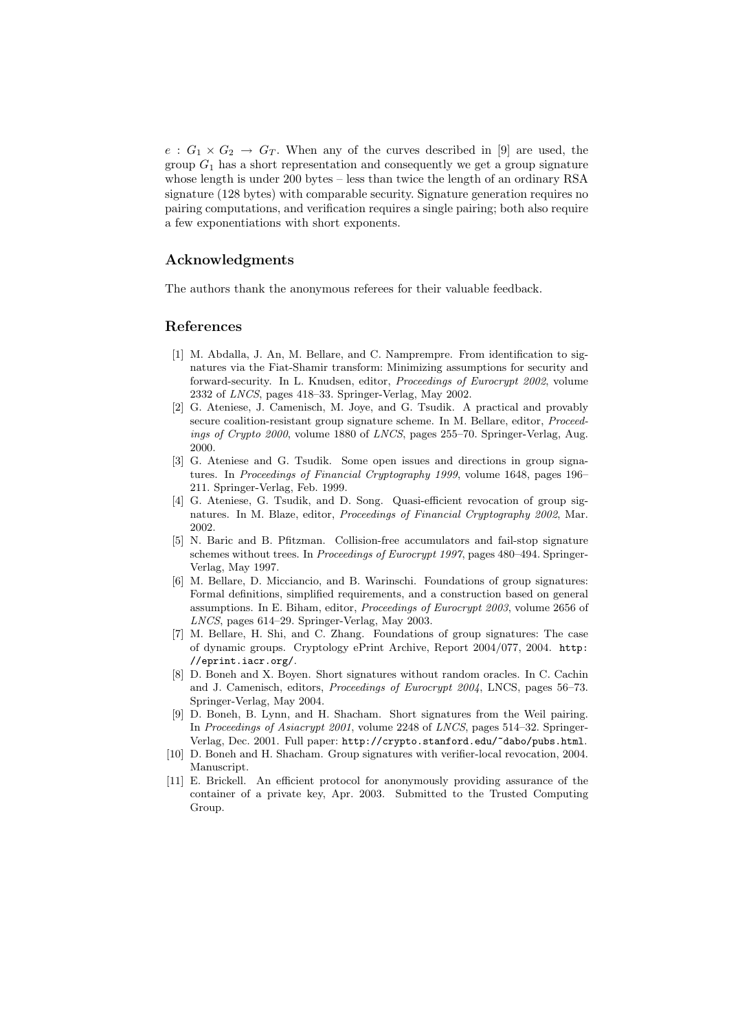$e : G_1 \times G_2 \rightarrow G_T$. When any of the curves described in [9] are used, the group $G_1$ has a short representation and consequently we get a group signature whose length is under 200 bytes – less than twice the length of an ordinary RSA signature (128 bytes) with comparable security. Signature generation requires no pairing computations, and verification requires a single pairing; both also require a few exponentiations with short exponents.

## Acknowledgments

The authors thank the anonymous referees for their valuable feedback.

## References

[1] M. Abdalla, J. An, M. Bellare, and C. Namprempre. From identification to signatures via the Fiat-Shamir transform: Minimizing assumptions for security and forward-security. In L. Knudsen, editor, *Proceedings of Eurocrypt 2002*, volume 2332 of *LNCS*, pages 418–33. Springer-Verlag, May 2002.

[2] G. Ateniese, J. Camenisch, M. Joye, and G. Tsudik. A practical and provably secure coalition-resistant group signature scheme. In M. Bellare, editor, *Proceedings of Crypto 2000*, volume 1880 of *LNCS*, pages 255–70. Springer-Verlag, Aug. 2000.

[3] G. Ateniese and G. Tsudik. Some open issues and directions in group signatures. In *Proceedings of Financial Cryptography 1999*, volume 1648, pages 196–211. Springer-Verlag, Feb. 1999.

[4] G. Ateniese, G. Tsudik, and D. Song. Quasi-efficient revocation of group signatures. In M. Blaze, editor, *Proceedings of Financial Cryptography 2002*, Mar. 2002.

[5] N. Baric and B. Pfitzman. Collision-free accumulators and fail-stop signature schemes without trees. In *Proceedings of Eurocrypt 1997*, pages 480–494. Springer-Verlag, May 1997.

[6] M. Bellare, D. Micciancio, and B. Warinschi. Foundations of group signatures: Formal definitions, simplified requirements, and a construction based on general assumptions. In E. Biham, editor, *Proceedings of Eurocrypt 2003*, volume 2656 of *LNCS*, pages 614–29. Springer-Verlag, May 2003.

[7] M. Bellare, H. Shi, and C. Zhang. Foundations of group signatures: The case of dynamic groups. Cryptology ePrint Archive, Report 2004/077, 2004. `http://eprint.iacr.org/`.

[8] D. Boneh and X. Boyen. Short signatures without random oracles. In C. Cachin and J. Camenisch, editors, *Proceedings of Eurocrypt 2004*, LNCS, pages 56–73. Springer-Verlag, May 2004.

[9] D. Boneh, B. Lynn, and H. Shacham. Short signatures from the Weil pairing. In *Proceedings of Asiacrypt 2001*, volume 2248 of *LNCS*, pages 514–32. Springer-Verlag, Dec. 2001. Full paper: `http://crypto.stanford.edu/~dabo/pubs.html`.

[10] D. Boneh and H. Shacham. Group signatures with verifier-local revocation, 2004. Manuscript.

[11] E. Brickell. An efficient protocol for anonymously providing assurance of the container of a private key, Apr. 2003. Submitted to the Trusted Computing Group.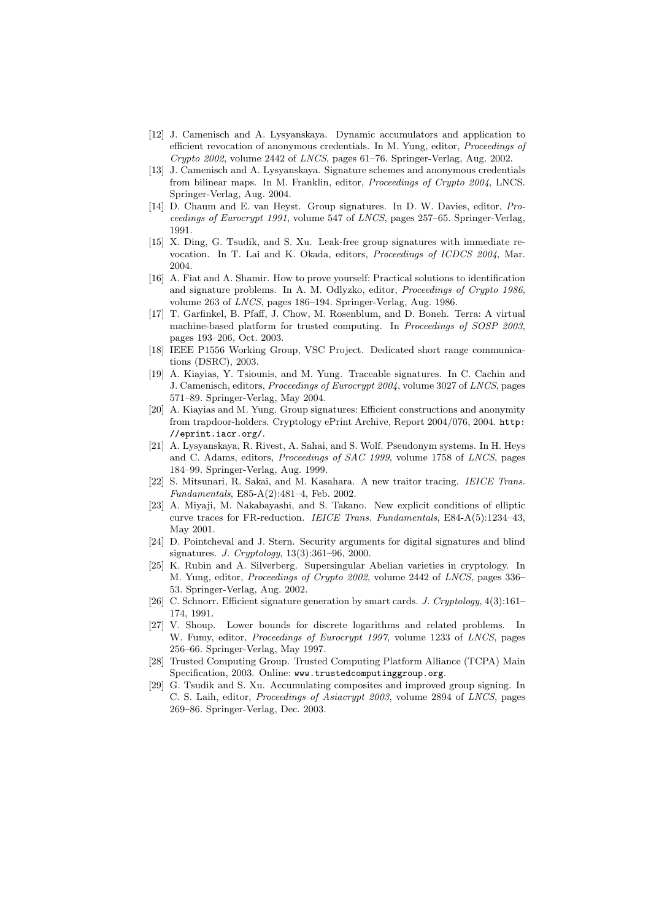[12] J. Camenisch and A. Lysyanskaya. Dynamic accumulators and application to efficient revocation of anonymous credentials. In M. Yung, editor, *Proceedings of Crypto 2002*, volume 2442 of *LNCS*, pages 61–76. Springer-Verlag, Aug. 2002.

[13] J. Camenisch and A. Lysyanskaya. Signature schemes and anonymous credentials from bilinear maps. In M. Franklin, editor, *Proceedings of Crypto 2004*, LNCS. Springer-Verlag, Aug. 2004.

[14] D. Chaum and E. van Heyst. Group signatures. In D. W. Davies, editor, *Proceedings of Eurocrypt 1991*, volume 547 of *LNCS*, pages 257–65. Springer-Verlag, 1991.

[15] X. Ding, G. Tsudik, and S. Xu. Leak-free group signatures with immediate revocation. In T. Lai and K. Okada, editors, *Proceedings of ICDCS 2004*, Mar. 2004.

[16] A. Fiat and A. Shamir. How to prove yourself: Practical solutions to identification and signature problems. In A. M. Odlyzko, editor, *Proceedings of Crypto 1986*, volume 263 of *LNCS*, pages 186–194. Springer-Verlag, Aug. 1986.

[17] T. Garfinkel, B. Pfaff, J. Chow, M. Rosenblum, and D. Boneh. Terra: A virtual machine-based platform for trusted computing. In *Proceedings of SOSP 2003*, pages 193–206, Oct. 2003.

[18] IEEE P1556 Working Group, VSC Project. Dedicated short range communications (DSRC), 2003.

[19] A. Kiayias, Y. Tsiounis, and M. Yung. Traceable signatures. In C. Cachin and J. Camenisch, editors, *Proceedings of Eurocrypt 2004*, volume 3027 of *LNCS*, pages 571–89. Springer-Verlag, May 2004.

[20] A. Kiayias and M. Yung. Group signatures: Efficient constructions and anonymity from trapdoor-holders. Cryptology ePrint Archive, Report 2004/076, 2004. `http://eprint.iacr.org/`.

[21] A. Lysyanskaya, R. Rivest, A. Sahai, and S. Wolf. Pseudonym systems. In H. Heys and C. Adams, editors, *Proceedings of SAC 1999*, volume 1758 of *LNCS*, pages 184–99. Springer-Verlag, Aug. 1999.

[22] S. Mitsunari, R. Sakai, and M. Kasahara. A new traitor tracing. *IEICE Trans. Fundamentals*, E85-A(2):481–4, Feb. 2002.

[23] A. Miyaji, M. Nakabayashi, and S. Takano. New explicit conditions of elliptic curve traces for FR-reduction. *IEICE Trans. Fundamentals*, E84-A(5):1234–43, May 2001.

[24] D. Pointcheval and J. Stern. Security arguments for digital signatures and blind signatures. *J. Cryptology*, 13(3):361–96, 2000.

[25] K. Rubin and A. Silverberg. Supersingular Abelian varieties in cryptology. In M. Yung, editor, *Proceedings of Crypto 2002*, volume 2442 of *LNCS*, pages 336–53. Springer-Verlag, Aug. 2002.

[26] C. Schnorr. Efficient signature generation by smart cards. *J. Cryptology*, 4(3):161–174, 1991.

[27] V. Shoup. Lower bounds for discrete logarithms and related problems. In W. Fumy, editor, *Proceedings of Eurocrypt 1997*, volume 1233 of *LNCS*, pages 256–66. Springer-Verlag, May 1997.

[28] Trusted Computing Group. Trusted Computing Platform Alliance (TCPA) Main Specification, 2003. Online: `www.trustedcomputinggroup.org`.

[29] G. Tsudik and S. Xu. Accumulating composites and improved group signing. In C. S. Laih, editor, *Proceedings of Asiacrypt 2003*, volume 2894 of *LNCS*, pages 269–86. Springer-Verlag, Dec. 2003.